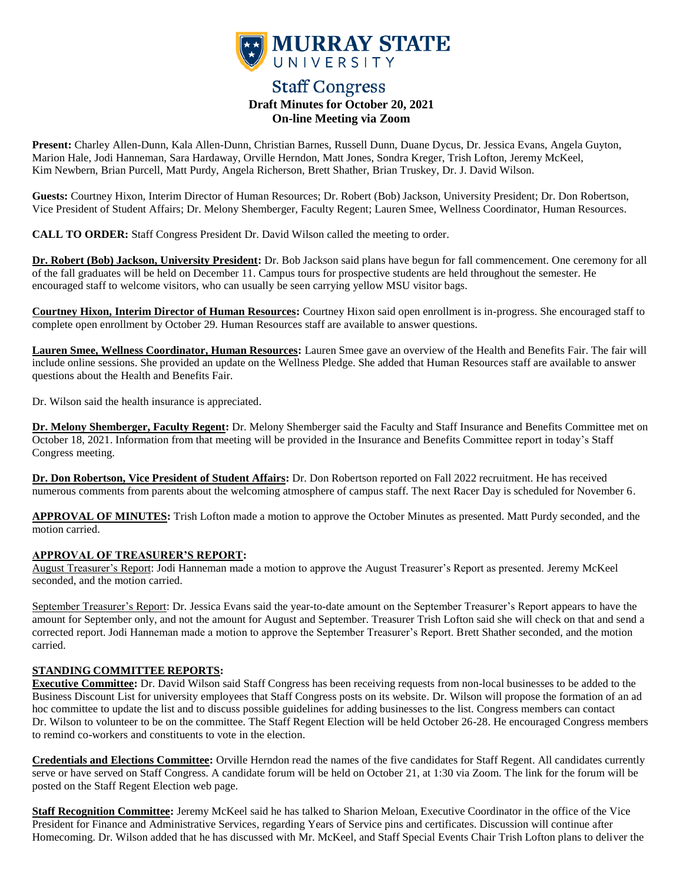# MURRAY STATE UNIVERSITY

## Staff Congress
### Draft Minutes for October 20, 2021
### On-line Meeting via Zoom

**Present:** Charley Allen-Dunn, Kala Allen-Dunn, Christian Barnes, Russell Dunn, Duane Dycus, Dr. Jessica Evans, Angela Guyton, Marion Hale, Jodi Hanneman, Sara Hardaway, Orville Herndon, Matt Jones, Sondra Kreger, Trish Lofton, Jeremy McKeel, Kim Newbern, Brian Purcell, Matt Purdy, Angela Richerson, Brett Shather, Brian Truskey, Dr. J. David Wilson.

**Guests:** Courtney Hixon, Interim Director of Human Resources; Dr. Robert (Bob) Jackson, University President; Dr. Don Robertson, Vice President of Student Affairs; Dr. Melony Shemberger, Faculty Regent; Lauren Smee, Wellness Coordinator, Human Resources.

**CALL TO ORDER:** Staff Congress President Dr. David Wilson called the meeting to order.

**Dr. Robert (Bob) Jackson, University President:** Dr. Bob Jackson said plans have begun for fall commencement. One ceremony for all of the fall graduates will be held on December 11. Campus tours for prospective students are held throughout the semester. He encouraged staff to welcome visitors, who can usually be seen carrying yellow MSU visitor bags.

**Courtney Hixon, Interim Director of Human Resources:** Courtney Hixon said open enrollment is in-progress. She encouraged staff to complete open enrollment by October 29. Human Resources staff are available to answer questions.

**Lauren Smee, Wellness Coordinator, Human Resources:** Lauren Smee gave an overview of the Health and Benefits Fair. The fair will include online sessions. She provided an update on the Wellness Pledge. She added that Human Resources staff are available to answer questions about the Health and Benefits Fair.

Dr. Wilson said the health insurance is appreciated.

**Dr. Melony Shemberger, Faculty Regent:** Dr. Melony Shemberger said the Faculty and Staff Insurance and Benefits Committee met on October 18, 2021. Information from that meeting will be provided in the Insurance and Benefits Committee report in today's Staff Congress meeting.

**Dr. Don Robertson, Vice President of Student Affairs:** Dr. Don Robertson reported on Fall 2022 recruitment. He has received numerous comments from parents about the welcoming atmosphere of campus staff. The next Racer Day is scheduled for November 6.

**APPROVAL OF MINUTES:** Trish Lofton made a motion to approve the October Minutes as presented. Matt Purdy seconded, and the motion carried.

**APPROVAL OF TREASURER'S REPORT:**

August Treasurer's Report: Jodi Hanneman made a motion to approve the August Treasurer's Report as presented. Jeremy McKeel seconded, and the motion carried.

September Treasurer's Report: Dr. Jessica Evans said the year-to-date amount on the September Treasurer's Report appears to have the amount for September only, and not the amount for August and September. Treasurer Trish Lofton said she will check on that and send a corrected report. Jodi Hanneman made a motion to approve the September Treasurer's Report. Brett Shather seconded, and the motion carried.

**STANDING COMMITTEE REPORTS:**

**Executive Committee:** Dr. David Wilson said Staff Congress has been receiving requests from non-local businesses to be added to the Business Discount List for university employees that Staff Congress posts on its website. Dr. Wilson will propose the formation of an ad hoc committee to update the list and to discuss possible guidelines for adding businesses to the list. Congress members can contact Dr. Wilson to volunteer to be on the committee. The Staff Regent Election will be held October 26-28. He encouraged Congress members to remind co-workers and constituents to vote in the election.

**Credentials and Elections Committee:** Orville Herndon read the names of the five candidates for Staff Regent. All candidates currently serve or have served on Staff Congress. A candidate forum will be held on October 21, at 1:30 via Zoom. The link for the forum will be posted on the Staff Regent Election web page.

**Staff Recognition Committee:** Jeremy McKeel said he has talked to Sharion Meloan, Executive Coordinator in the office of the Vice President for Finance and Administrative Services, regarding Years of Service pins and certificates. Discussion will continue after Homecoming. Dr. Wilson added that he has discussed with Mr. McKeel, and Staff Special Events Chair Trish Lofton plans to deliver the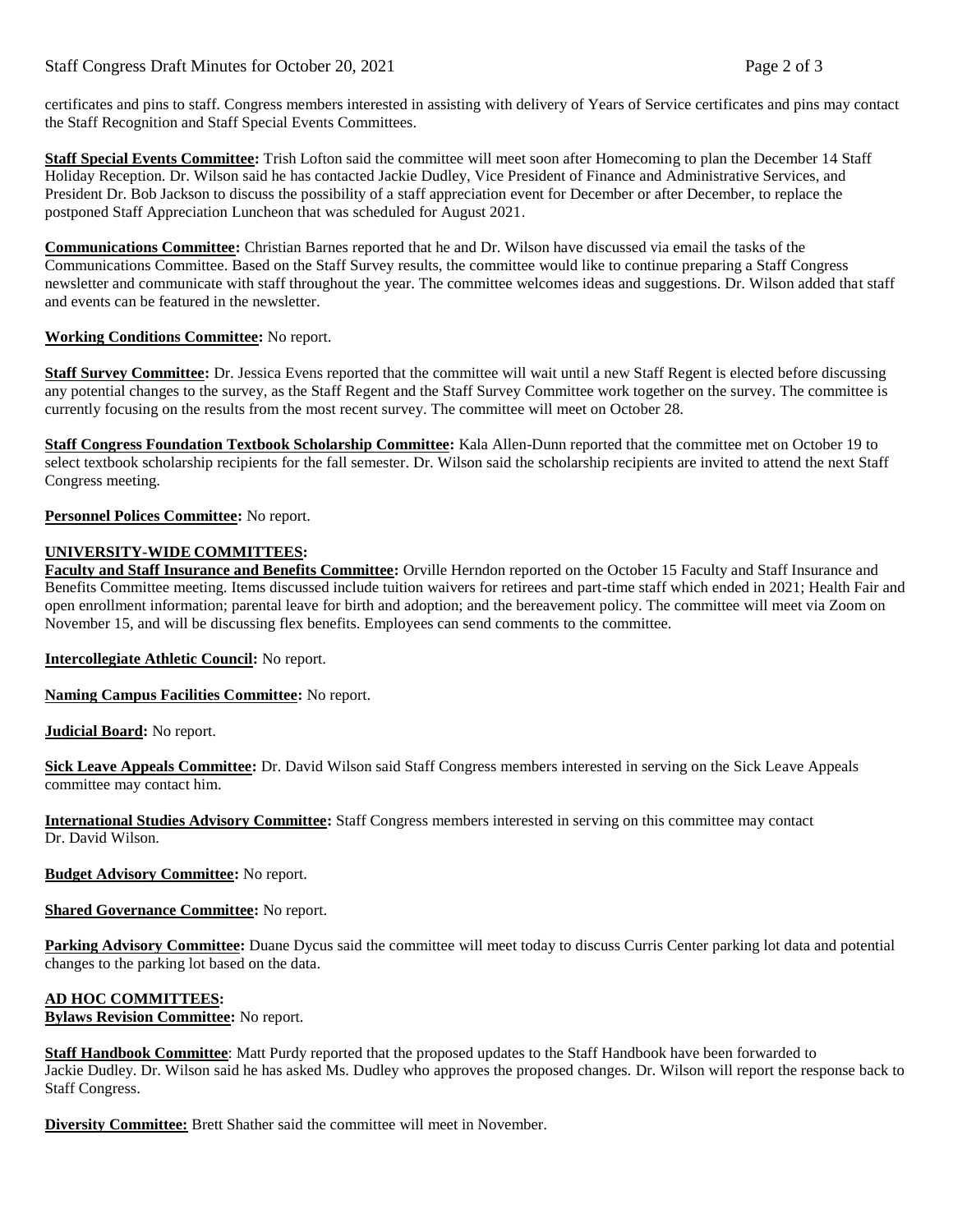certificates and pins to staff. Congress members interested in assisting with delivery of Years of Service certificates and pins may contact the Staff Recognition and Staff Special Events Committees.

**Staff Special Events Committee:** Trish Lofton said the committee will meet soon after Homecoming to plan the December 14 Staff Holiday Reception. Dr. Wilson said he has contacted Jackie Dudley, Vice President of Finance and Administrative Services, and President Dr. Bob Jackson to discuss the possibility of a staff appreciation event for December or after December, to replace the postponed Staff Appreciation Luncheon that was scheduled for August 2021.

**Communications Committee:** Christian Barnes reported that he and Dr. Wilson have discussed via email the tasks of the Communications Committee. Based on the Staff Survey results, the committee would like to continue preparing a Staff Congress newsletter and communicate with staff throughout the year. The committee welcomes ideas and suggestions. Dr. Wilson added that staff and events can be featured in the newsletter.

**Working Conditions Committee:** No report.

**Staff Survey Committee:** Dr. Jessica Evens reported that the committee will wait until a new Staff Regent is elected before discussing any potential changes to the survey, as the Staff Regent and the Staff Survey Committee work together on the survey. The committee is currently focusing on the results from the most recent survey. The committee will meet on October 28.

**Staff Congress Foundation Textbook Scholarship Committee:** Kala Allen-Dunn reported that the committee met on October 19 to select textbook scholarship recipients for the fall semester. Dr. Wilson said the scholarship recipients are invited to attend the next Staff Congress meeting.

**Personnel Polices Committee:** No report.

**UNIVERSITY-WIDE COMMITTEES:**

**Faculty and Staff Insurance and Benefits Committee:** Orville Herndon reported on the October 15 Faculty and Staff Insurance and Benefits Committee meeting. Items discussed include tuition waivers for retirees and part-time staff which ended in 2021; Health Fair and open enrollment information; parental leave for birth and adoption; and the bereavement policy. The committee will meet via Zoom on November 15, and will be discussing flex benefits. Employees can send comments to the committee.

**Intercollegiate Athletic Council:** No report.

**Naming Campus Facilities Committee:** No report.

**Judicial Board:** No report.

**Sick Leave Appeals Committee:** Dr. David Wilson said Staff Congress members interested in serving on the Sick Leave Appeals committee may contact him.

**International Studies Advisory Committee:** Staff Congress members interested in serving on this committee may contact Dr. David Wilson.

**Budget Advisory Committee:** No report.

**Shared Governance Committee:** No report.

**Parking Advisory Committee:** Duane Dycus said the committee will meet today to discuss Curris Center parking lot data and potential changes to the parking lot based on the data.

**AD HOC COMMITTEES:**

**Bylaws Revision Committee:** No report.

**Staff Handbook Committee**: Matt Purdy reported that the proposed updates to the Staff Handbook have been forwarded to Jackie Dudley. Dr. Wilson said he has asked Ms. Dudley who approves the proposed changes. Dr. Wilson will report the response back to Staff Congress.

**Diversity Committee:** Brett Shather said the committee will meet in November.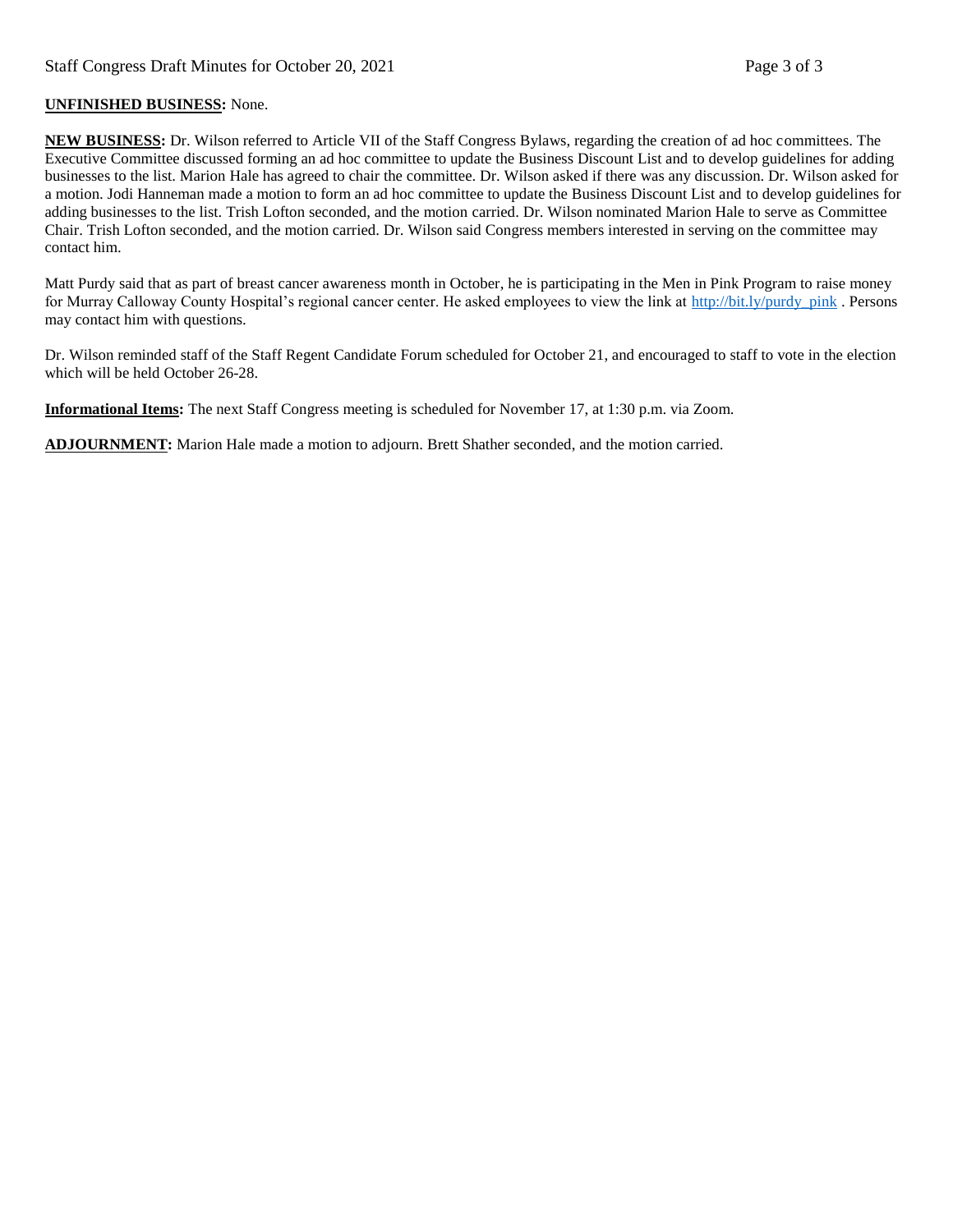**UNFINISHED BUSINESS:** None.

**NEW BUSINESS:** Dr. Wilson referred to Article VII of the Staff Congress Bylaws, regarding the creation of ad hoc committees. The Executive Committee discussed forming an ad hoc committee to update the Business Discount List and to develop guidelines for adding businesses to the list. Marion Hale has agreed to chair the committee. Dr. Wilson asked if there was any discussion. Dr. Wilson asked for a motion. Jodi Hanneman made a motion to form an ad hoc committee to update the Business Discount List and to develop guidelines for adding businesses to the list. Trish Lofton seconded, and the motion carried. Dr. Wilson nominated Marion Hale to serve as Committee Chair. Trish Lofton seconded, and the motion carried. Dr. Wilson said Congress members interested in serving on the committee may contact him.

Matt Purdy said that as part of breast cancer awareness month in October, he is participating in the Men in Pink Program to raise money for Murray Calloway County Hospital's regional cancer center. He asked employees to view the link at http://bit.ly/purdy_pink . Persons may contact him with questions.

Dr. Wilson reminded staff of the Staff Regent Candidate Forum scheduled for October 21, and encouraged to staff to vote in the election which will be held October 26-28.

**Informational Items:** The next Staff Congress meeting is scheduled for November 17, at 1:30 p.m. via Zoom.

**ADJOURNMENT:** Marion Hale made a motion to adjourn. Brett Shather seconded, and the motion carried.